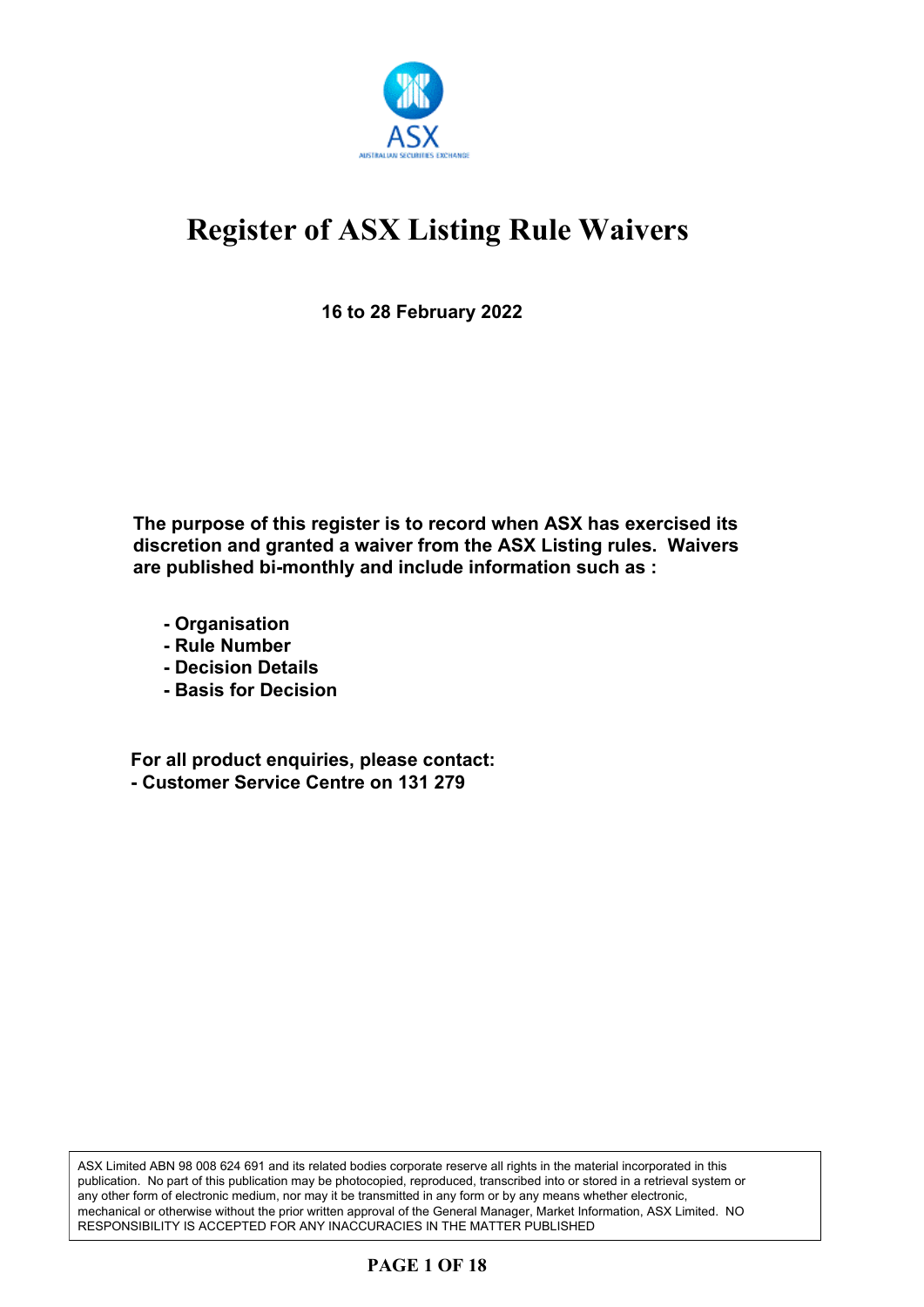# Register of ASX Listing Rule Waivers

**16 to 28 February 2022**

**The purpose of this register is to record when ASX has exercised its discretion and granted a waiver from the ASX Listing rules. Waivers are published bi-monthly and include information such as :**

- **Organisation**
- **Rule Number**
- **Decision Details**
- **Basis for Decision**

**For all product enquiries, please contact:**
**- Customer Service Centre on 131 279**

ASX Limited ABN 98 008 624 691 and its related bodies corporate reserve all rights in the material incorporated in this publication. No part of this publication may be photocopied, reproduced, transcribed into or stored in a retrieval system or any other form of electronic medium, nor may it be transmitted in any form or by any means whether electronic, mechanical or otherwise without the prior written approval of the General Manager, Market Information, ASX Limited. NO RESPONSIBILITY IS ACCEPTED FOR ANY INACCURACIES IN THE MATTER PUBLISHED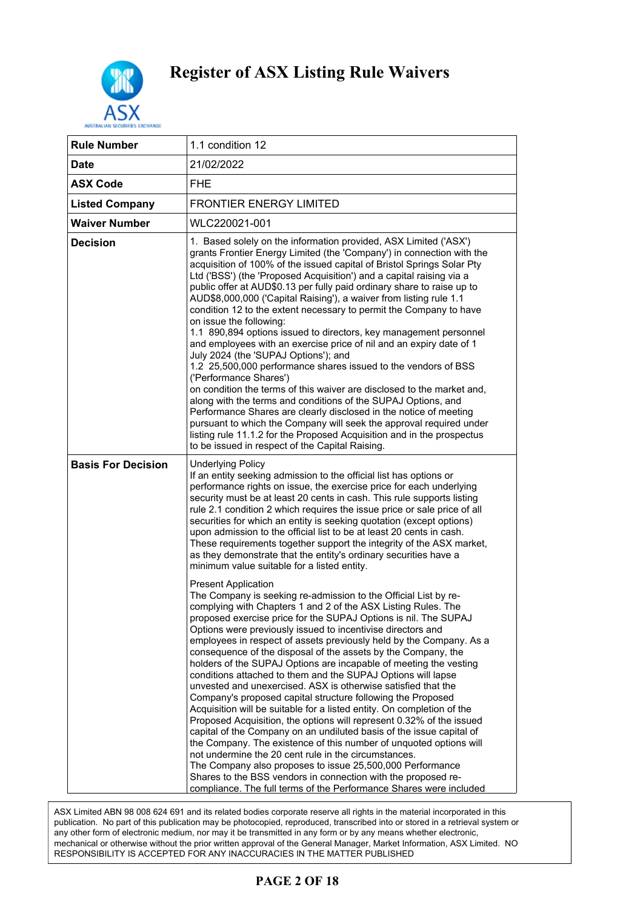# Register of ASX Listing Rule Waivers

| | |
|---|---|
| **Rule Number** | 1.1 condition 12 |
| **Date** | 21/02/2022 |
| **ASX Code** | FHE |
| **Listed Company** | FRONTIER ENERGY LIMITED |
| **Waiver Number** | WLC220021-001 |
| **Decision** | 1. Based solely on the information provided, ASX Limited ('ASX') grants Frontier Energy Limited (the 'Company') in connection with the acquisition of 100% of the issued capital of Bristol Springs Solar Pty Ltd ('BSS') (the 'Proposed Acquisition') and a capital raising via a public offer at AUD$0.13 per fully paid ordinary share to raise up to AUD$8,000,000 ('Capital Raising'), a waiver from listing rule 1.1 condition 12 to the extent necessary to permit the Company to have on issue the following:<br>1.1 890,894 options issued to directors, key management personnel and employees with an exercise price of nil and an expiry date of 1 July 2024 (the 'SUPAJ Options'); and<br>1.2 25,500,000 performance shares issued to the vendors of BSS ('Performance Shares')<br>on condition the terms of this waiver are disclosed to the market and, along with the terms and conditions of the SUPAJ Options, and Performance Shares are clearly disclosed in the notice of meeting pursuant to which the Company will seek the approval required under listing rule 11.1.2 for the Proposed Acquisition and in the prospectus to be issued in respect of the Capital Raising. |
| **Basis For Decision** | Underlying Policy<br>If an entity seeking admission to the official list has options or performance rights on issue, the exercise price for each underlying security must be at least 20 cents in cash. This rule supports listing rule 2.1 condition 2 which requires the issue price or sale price of all securities for which an entity is seeking quotation (except options) upon admission to the official list to be at least 20 cents in cash. These requirements together support the integrity of the ASX market, as they demonstrate that the entity's ordinary securities have a minimum value suitable for a listed entity.<br><br>Present Application<br>The Company is seeking re-admission to the Official List by re-complying with Chapters 1 and 2 of the ASX Listing Rules. The proposed exercise price for the SUPAJ Options is nil. The SUPAJ Options were previously issued to incentivise directors and employees in respect of assets previously held by the Company. As a consequence of the disposal of the assets by the Company, the holders of the SUPAJ Options are incapable of meeting the vesting conditions attached to them and the SUPAJ Options will lapse unvested and unexercised. ASX is otherwise satisfied that the Company's proposed capital structure following the Proposed Acquisition will be suitable for a listed entity. On completion of the Proposed Acquisition, the options will represent 0.32% of the issued capital of the Company on an undiluted basis of the issue capital of the Company. The existence of this number of unquoted options will not undermine the 20 cent rule in the circumstances.<br>The Company also proposes to issue 25,500,000 Performance Shares to the BSS vendors in connection with the proposed re-compliance. The full terms of the Performance Shares were included |

ASX Limited ABN 98 008 624 691 and its related bodies corporate reserve all rights in the material incorporated in this publication. No part of this publication may be photocopied, reproduced, transcribed into or stored in a retrieval system or any other form of electronic medium, nor may it be transmitted in any form or by any means whether electronic, mechanical or otherwise without the prior written approval of the General Manager, Market Information, ASX Limited. NO RESPONSIBILITY IS ACCEPTED FOR ANY INACCURACIES IN THE MATTER PUBLISHED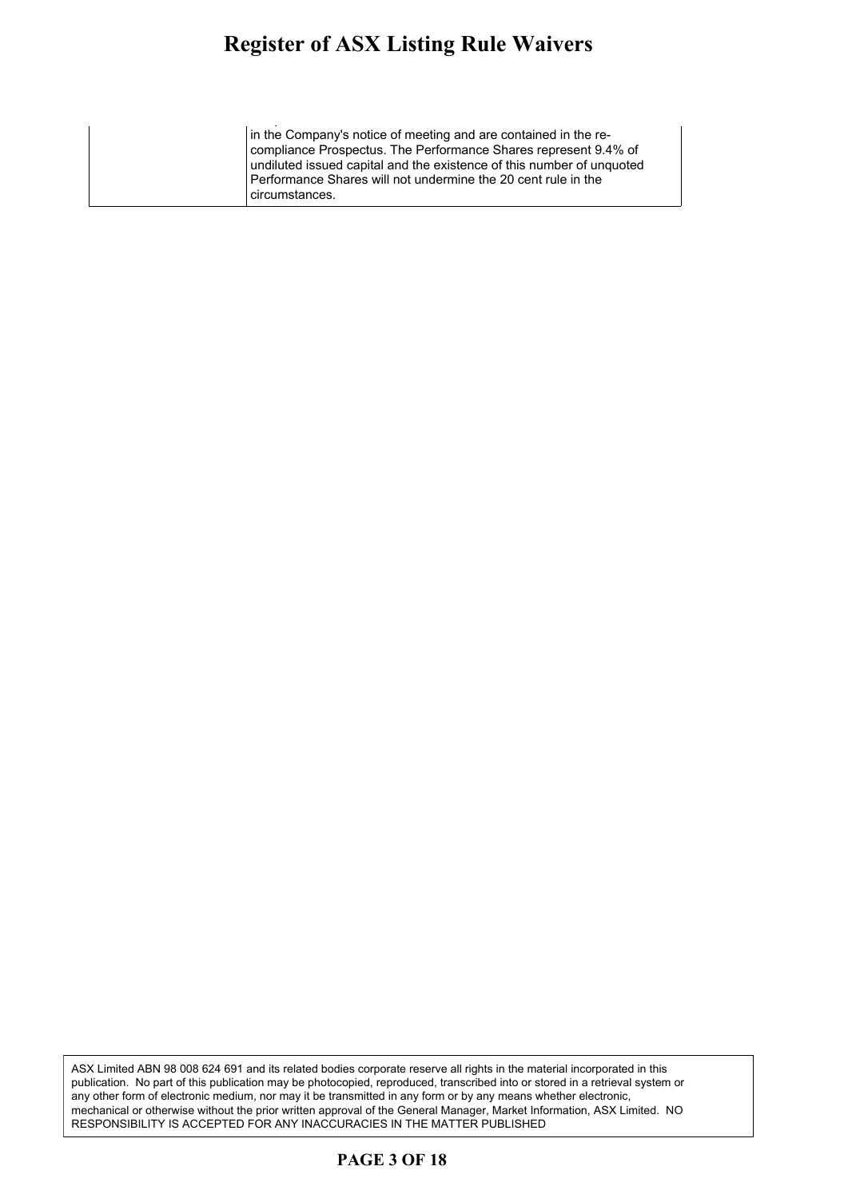| | |
|---|---|
| | in the Company's notice of meeting and are contained in the re-compliance Prospectus. The Performance Shares represent 9.4% of undiluted issued capital and the existence of this number of unquoted Performance Shares will not undermine the 20 cent rule in the circumstances. |

ASX Limited ABN 98 008 624 691 and its related bodies corporate reserve all rights in the material incorporated in this publication. No part of this publication may be photocopied, reproduced, transcribed into or stored in a retrieval system or any other form of electronic medium, nor may it be transmitted in any form or by any means whether electronic, mechanical or otherwise without the prior written approval of the General Manager, Market Information, ASX Limited. NO RESPONSIBILITY IS ACCEPTED FOR ANY INACCURACIES IN THE MATTER PUBLISHED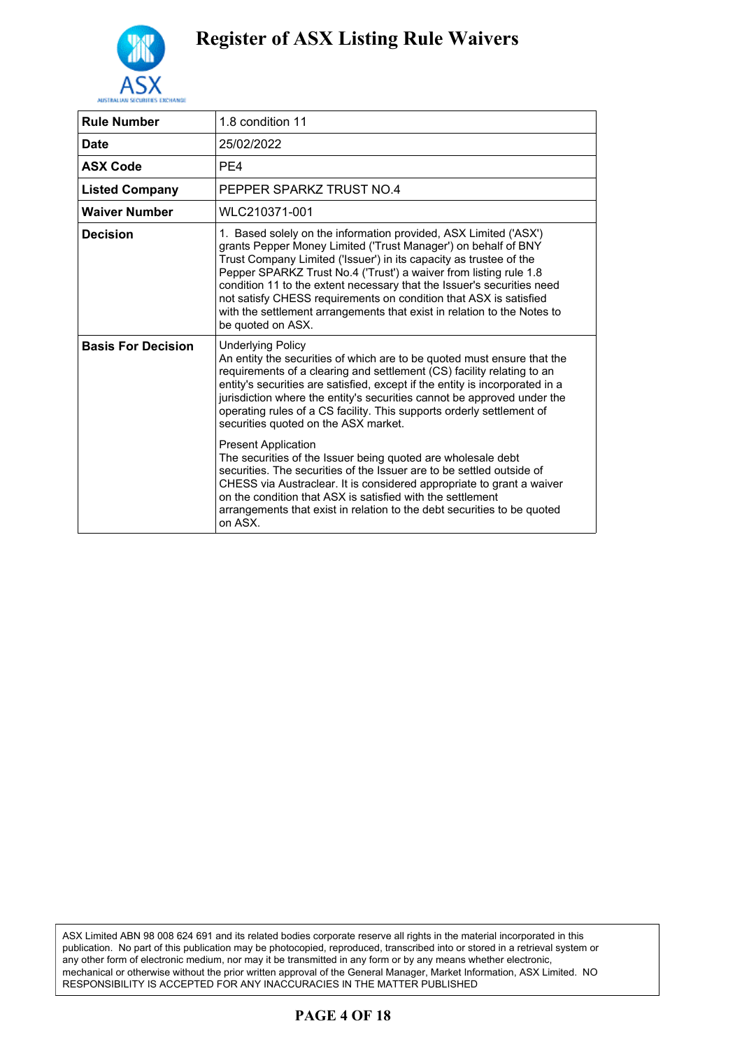# Register of ASX Listing Rule Waivers

| Rule Number | 1.8 condition 11 |
|---|---|
| Date | 25/02/2022 |
| ASX Code | PE4 |
| Listed Company | PEPPER SPARKZ TRUST NO.4 |
| Waiver Number | WLC210371-001 |
| Decision | 1. Based solely on the information provided, ASX Limited ('ASX') grants Pepper Money Limited ('Trust Manager') on behalf of BNY Trust Company Limited ('Issuer') in its capacity as trustee of the Pepper SPARKZ Trust No.4 ('Trust') a waiver from listing rule 1.8 condition 11 to the extent necessary that the Issuer's securities need not satisfy CHESS requirements on condition that ASX is satisfied with the settlement arrangements that exist in relation to the Notes to be quoted on ASX. |
| Basis For Decision | Underlying Policy<br>An entity the securities of which are to be quoted must ensure that the requirements of a clearing and settlement (CS) facility relating to an entity's securities are satisfied, except if the entity is incorporated in a jurisdiction where the entity's securities cannot be approved under the operating rules of a CS facility. This supports orderly settlement of securities quoted on the ASX market.<br><br>Present Application<br>The securities of the Issuer being quoted are wholesale debt securities. The securities of the Issuer are to be settled outside of CHESS via Austraclear. It is considered appropriate to grant a waiver on the condition that ASX is satisfied with the settlement arrangements that exist in relation to the debt securities to be quoted on ASX. |

ASX Limited ABN 98 008 624 691 and its related bodies corporate reserve all rights in the material incorporated in this publication. No part of this publication may be photocopied, reproduced, transcribed into or stored in a retrieval system or any other form of electronic medium, nor may it be transmitted in any form or by any means whether electronic, mechanical or otherwise without the prior written approval of the General Manager, Market Information, ASX Limited. NO RESPONSIBILITY IS ACCEPTED FOR ANY INACCURACIES IN THE MATTER PUBLISHED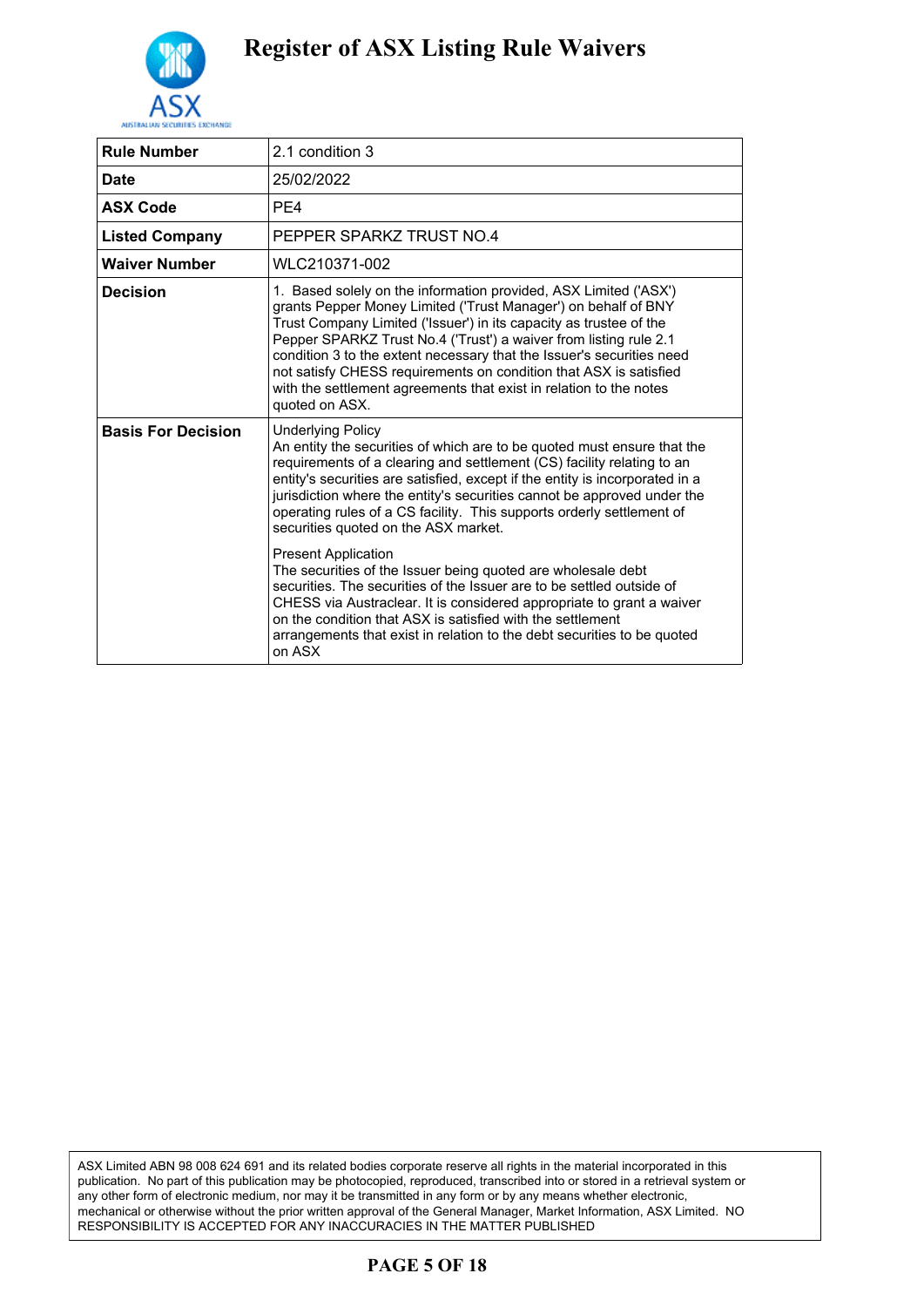# Register of ASX Listing Rule Waivers

| | |
|---|---|
| **Rule Number** | 2.1 condition 3 |
| **Date** | 25/02/2022 |
| **ASX Code** | PE4 |
| **Listed Company** | PEPPER SPARKZ TRUST NO.4 |
| **Waiver Number** | WLC210371-002 |
| **Decision** | 1. Based solely on the information provided, ASX Limited ('ASX') grants Pepper Money Limited ('Trust Manager') on behalf of BNY Trust Company Limited ('Issuer') in its capacity as trustee of the Pepper SPARKZ Trust No.4 ('Trust') a waiver from listing rule 2.1 condition 3 to the extent necessary that the Issuer's securities need not satisfy CHESS requirements on condition that ASX is satisfied with the settlement agreements that exist in relation to the notes quoted on ASX. |
| **Basis For Decision** | Underlying Policy<br>An entity the securities of which are to be quoted must ensure that the requirements of a clearing and settlement (CS) facility relating to an entity's securities are satisfied, except if the entity is incorporated in a jurisdiction where the entity's securities cannot be approved under the operating rules of a CS facility. This supports orderly settlement of securities quoted on the ASX market.<br><br>Present Application<br>The securities of the Issuer being quoted are wholesale debt securities. The securities of the Issuer are to be settled outside of CHESS via Austraclear. It is considered appropriate to grant a waiver on the condition that ASX is satisfied with the settlement arrangements that exist in relation to the debt securities to be quoted on ASX |

ASX Limited ABN 98 008 624 691 and its related bodies corporate reserve all rights in the material incorporated in this publication. No part of this publication may be photocopied, reproduced, transcribed into or stored in a retrieval system or any other form of electronic medium, nor may it be transmitted in any form or by any means whether electronic, mechanical or otherwise without the prior written approval of the General Manager, Market Information, ASX Limited. NO RESPONSIBILITY IS ACCEPTED FOR ANY INACCURACIES IN THE MATTER PUBLISHED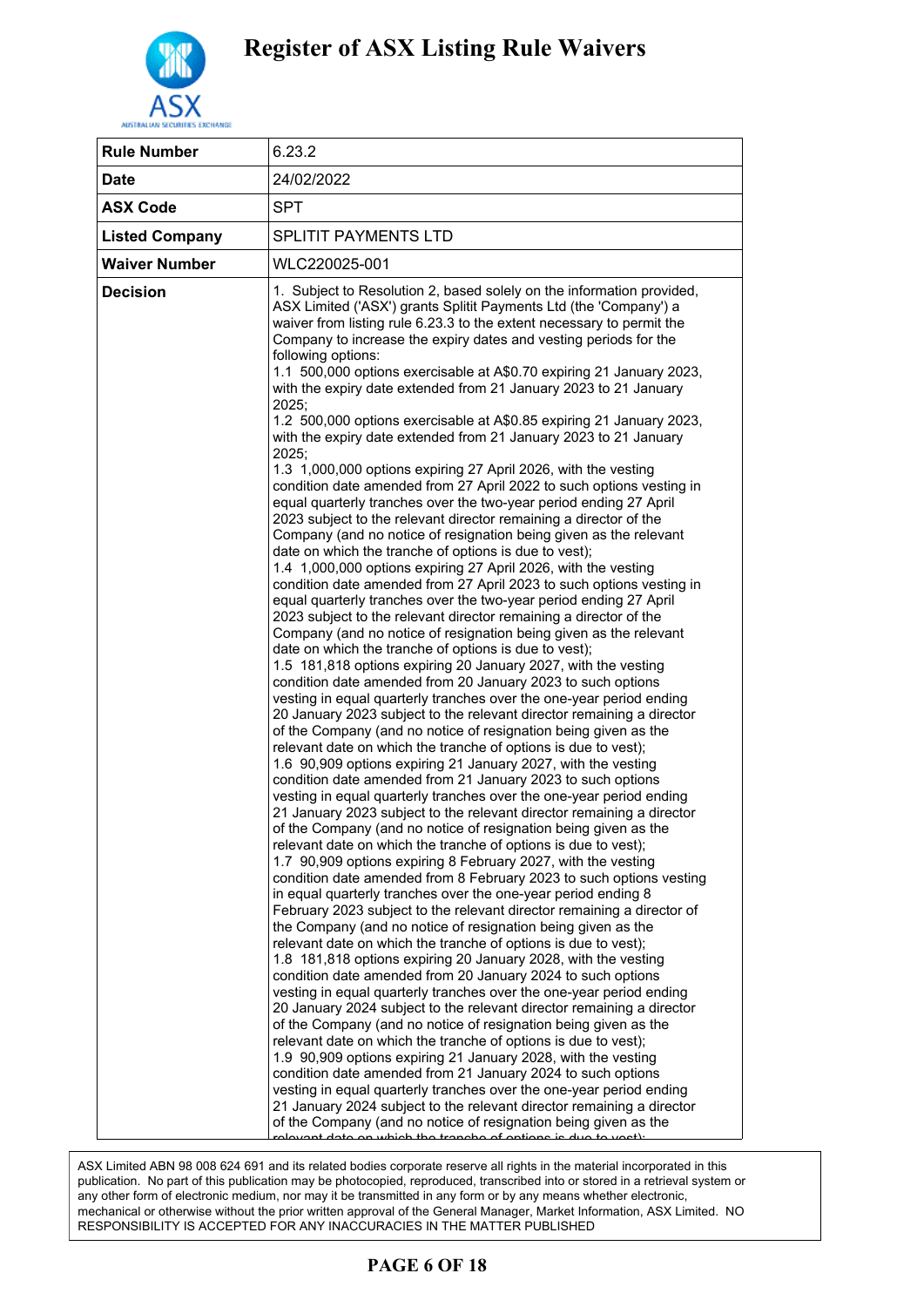# Register of ASX Listing Rule Waivers

| Rule Number | 6.23.2 |
|---|---|
| Date | 24/02/2022 |
| ASX Code | SPT |
| Listed Company | SPLITIT PAYMENTS LTD |
| Waiver Number | WLC220025-001 |
| Decision | 1. Subject to Resolution 2, based solely on the information provided, ASX Limited ('ASX') grants Splitit Payments Ltd (the 'Company') a waiver from listing rule 6.23.3 to the extent necessary to permit the Company to increase the expiry dates and vesting periods for the following options:<br>1.1 500,000 options exercisable at A$0.70 expiring 21 January 2023, with the expiry date extended from 21 January 2023 to 21 January 2025;<br>1.2 500,000 options exercisable at A$0.85 expiring 21 January 2023, with the expiry date extended from 21 January 2023 to 21 January 2025;<br>1.3 1,000,000 options expiring 27 April 2026, with the vesting condition date amended from 27 April 2022 to such options vesting in equal quarterly tranches over the two-year period ending 27 April 2023 subject to the relevant director remaining a director of the Company (and no notice of resignation being given as the relevant date on which the tranche of options is due to vest);<br>1.4 1,000,000 options expiring 27 April 2026, with the vesting condition date amended from 27 April 2023 to such options vesting in equal quarterly tranches over the two-year period ending 27 April 2023 subject to the relevant director remaining a director of the Company (and no notice of resignation being given as the relevant date on which the tranche of options is due to vest);<br>1.5 181,818 options expiring 20 January 2027, with the vesting condition date amended from 20 January 2023 to such options vesting in equal quarterly tranches over the one-year period ending 20 January 2023 subject to the relevant director remaining a director of the Company (and no notice of resignation being given as the relevant date on which the tranche of options is due to vest);<br>1.6 90,909 options expiring 21 January 2027, with the vesting condition date amended from 21 January 2023 to such options vesting in equal quarterly tranches over the one-year period ending 21 January 2023 subject to the relevant director remaining a director of the Company (and no notice of resignation being given as the relevant date on which the tranche of options is due to vest);<br>1.7 90,909 options expiring 8 February 2027, with the vesting condition date amended from 8 February 2023 to such options vesting in equal quarterly tranches over the one-year period ending 8 February 2023 subject to the relevant director remaining a director of the Company (and no notice of resignation being given as the relevant date on which the tranche of options is due to vest);<br>1.8 181,818 options expiring 20 January 2028, with the vesting condition date amended from 20 January 2024 to such options vesting in equal quarterly tranches over the one-year period ending 20 January 2024 subject to the relevant director remaining a director of the Company (and no notice of resignation being given as the relevant date on which the tranche of options is due to vest);<br>1.9 90,909 options expiring 21 January 2028, with the vesting condition date amended from 21 January 2024 to such options vesting in equal quarterly tranches over the one-year period ending 21 January 2024 subject to the relevant director remaining a director of the Company (and no notice of resignation being given as the relevant date on which the tranche of options is due to vest); |

ASX Limited ABN 98 008 624 691 and its related bodies corporate reserve all rights in the material incorporated in this publication. No part of this publication may be photocopied, reproduced, transcribed into or stored in a retrieval system or any other form of electronic medium, nor may it be transmitted in any form or by any means whether electronic, mechanical or otherwise without the prior written approval of the General Manager, Market Information, ASX Limited. NO RESPONSIBILITY IS ACCEPTED FOR ANY INACCURACIES IN THE MATTER PUBLISHED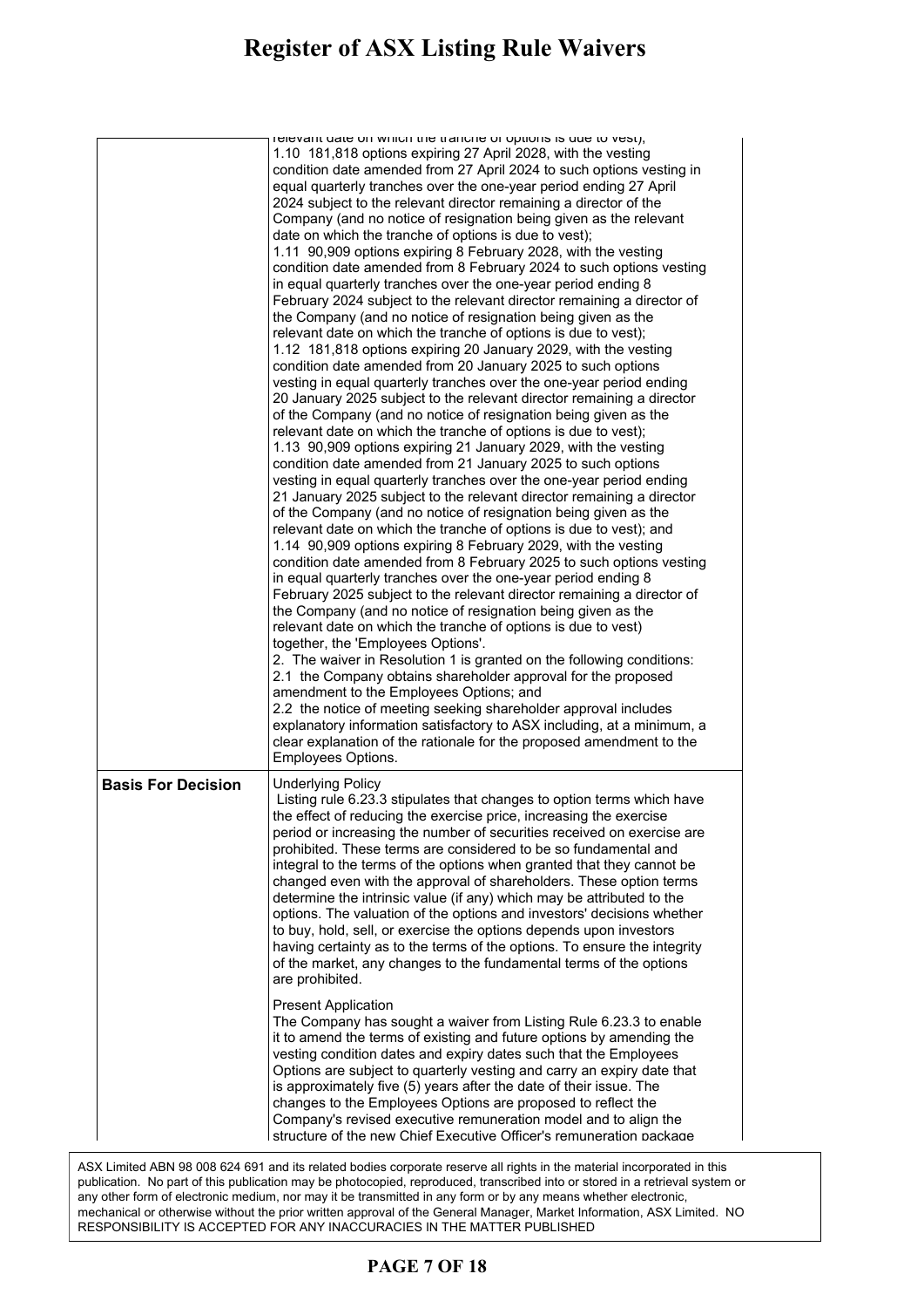| | relevant date on which the tranche of options is due to vest);<br>1.10 181,818 options expiring 27 April 2028, with the vesting condition date amended from 27 April 2024 to such options vesting in equal quarterly tranches over the one-year period ending 27 April 2024 subject to the relevant director remaining a director of the Company (and no notice of resignation being given as the relevant date on which the tranche of options is due to vest);<br>1.11 90,909 options expiring 8 February 2028, with the vesting condition date amended from 8 February 2024 to such options vesting in equal quarterly tranches over the one-year period ending 8 February 2024 subject to the relevant director remaining a director of the Company (and no notice of resignation being given as the relevant date on which the tranche of options is due to vest);<br>1.12 181,818 options expiring 20 January 2029, with the vesting condition date amended from 20 January 2025 to such options vesting in equal quarterly tranches over the one-year period ending 20 January 2025 subject to the relevant director remaining a director of the Company (and no notice of resignation being given as the relevant date on which the tranche of options is due to vest);<br>1.13 90,909 options expiring 21 January 2029, with the vesting condition date amended from 21 January 2025 to such options vesting in equal quarterly tranches over the one-year period ending 21 January 2025 subject to the relevant director remaining a director of the Company (and no notice of resignation being given as the relevant date on which the tranche of options is due to vest); and<br>1.14 90,909 options expiring 8 February 2029, with the vesting condition date amended from 8 February 2025 to such options vesting in equal quarterly tranches over the one-year period ending 8 February 2025 subject to the relevant director remaining a director of the Company (and no notice of resignation being given as the relevant date on which the tranche of options is due to vest)<br>together, the 'Employees Options'.<br>2. The waiver in Resolution 1 is granted on the following conditions:<br>2.1 the Company obtains shareholder approval for the proposed amendment to the Employees Options; and<br>2.2 the notice of meeting seeking shareholder approval includes explanatory information satisfactory to ASX including, at a minimum, a clear explanation of the rationale for the proposed amendment to the Employees Options. |
|---|---|
| **Basis For Decision** | Underlying Policy<br>Listing rule 6.23.3 stipulates that changes to option terms which have the effect of reducing the exercise price, increasing the exercise period or increasing the number of securities received on exercise are prohibited. These terms are considered to be so fundamental and integral to the terms of the options when granted that they cannot be changed even with the approval of shareholders. These option terms determine the intrinsic value (if any) which may be attributed to the options. The valuation of the options and investors' decisions whether to buy, hold, sell, or exercise the options depends upon investors having certainty as to the terms of the options. To ensure the integrity of the market, any changes to the fundamental terms of the options are prohibited.<br><br>Present Application<br>The Company has sought a waiver from Listing Rule 6.23.3 to enable it to amend the terms of existing and future options by amending the vesting condition dates and expiry dates such that the Employees Options are subject to quarterly vesting and carry an expiry date that is approximately five (5) years after the date of their issue. The changes to the Employees Options are proposed to reflect the Company's revised executive remuneration model and to align the structure of the new Chief Executive Officer's remuneration package |

ASX Limited ABN 98 008 624 691 and its related bodies corporate reserve all rights in the material incorporated in this publication. No part of this publication may be photocopied, reproduced, transcribed into or stored in a retrieval system or any other form of electronic medium, nor may it be transmitted in any form or by any means whether electronic, mechanical or otherwise without the prior written approval of the General Manager, Market Information, ASX Limited. NO RESPONSIBILITY IS ACCEPTED FOR ANY INACCURACIES IN THE MATTER PUBLISHED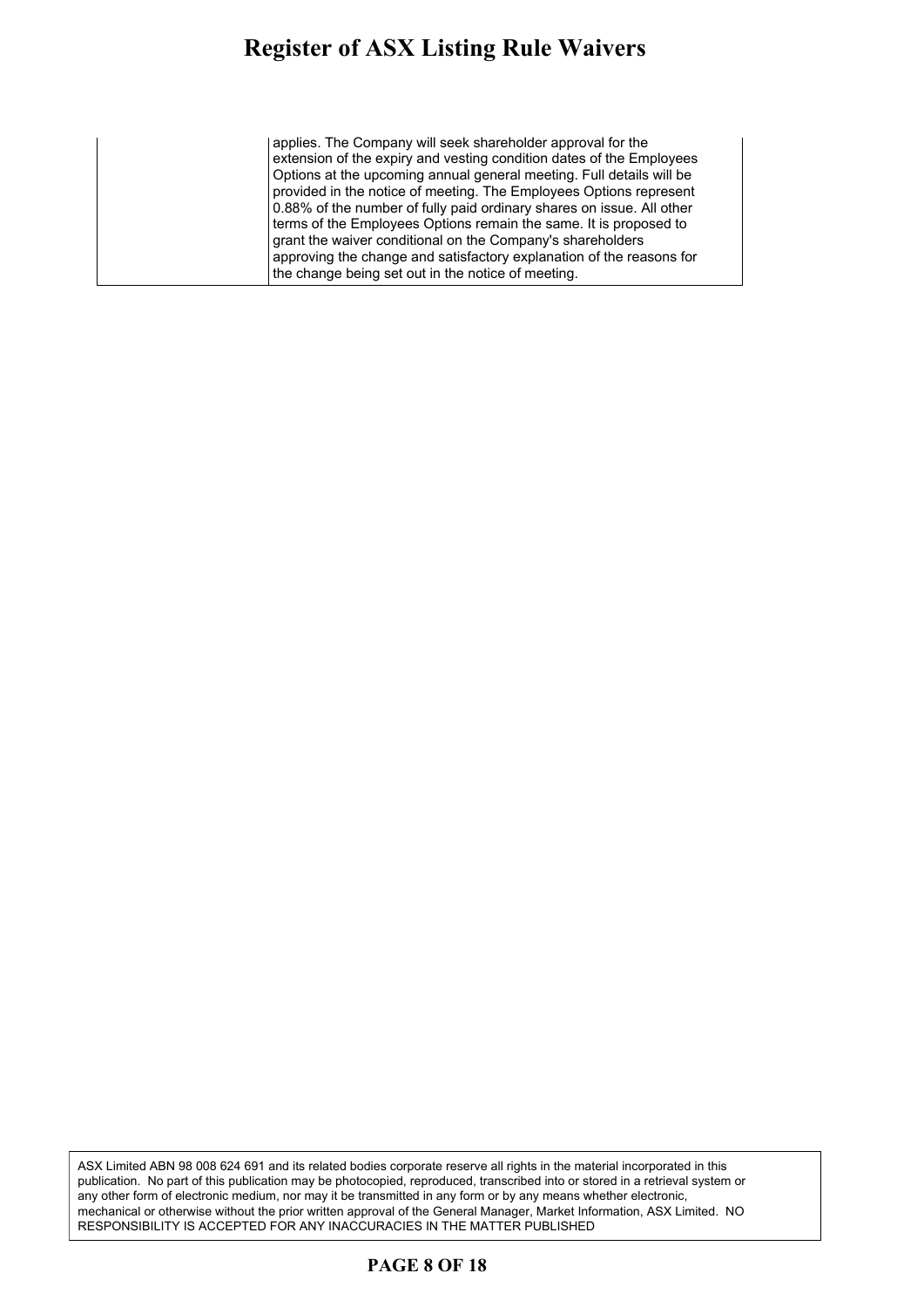| | |
|---|---|
| | applies. The Company will seek shareholder approval for the extension of the expiry and vesting condition dates of the Employees Options at the upcoming annual general meeting. Full details will be provided in the notice of meeting. The Employees Options represent 0.88% of the number of fully paid ordinary shares on issue. All other terms of the Employees Options remain the same. It is proposed to grant the waiver conditional on the Company's shareholders approving the change and satisfactory explanation of the reasons for the change being set out in the notice of meeting. |

ASX Limited ABN 98 008 624 691 and its related bodies corporate reserve all rights in the material incorporated in this publication. No part of this publication may be photocopied, reproduced, transcribed into or stored in a retrieval system or any other form of electronic medium, nor may it be transmitted in any form or by any means whether electronic, mechanical or otherwise without the prior written approval of the General Manager, Market Information, ASX Limited. NO RESPONSIBILITY IS ACCEPTED FOR ANY INACCURACIES IN THE MATTER PUBLISHED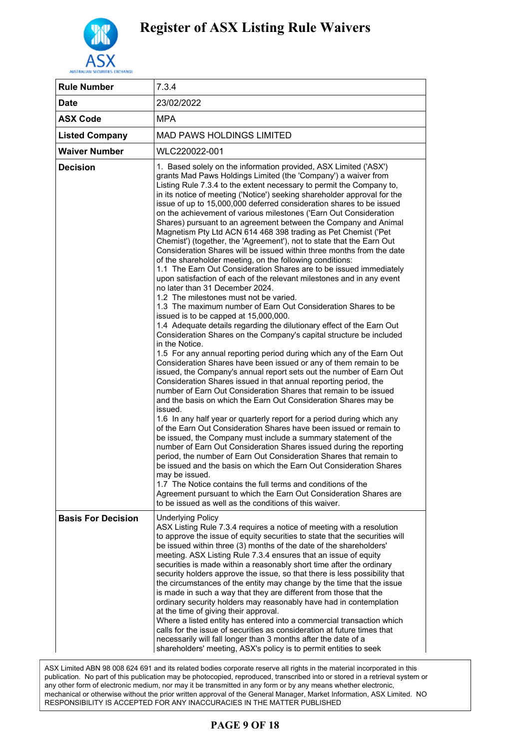# Register of ASX Listing Rule Waivers

| Rule Number | 7.3.4 |
|---|---|
| Date | 23/02/2022 |
| ASX Code | MPA |
| Listed Company | MAD PAWS HOLDINGS LIMITED |
| Waiver Number | WLC220022-001 |
| Decision | 1. Based solely on the information provided, ASX Limited ('ASX') grants Mad Paws Holdings Limited (the 'Company') a waiver from Listing Rule 7.3.4 to the extent necessary to permit the Company to, in its notice of meeting ('Notice') seeking shareholder approval for the issue of up to 15,000,000 deferred consideration shares to be issued on the achievement of various milestones ('Earn Out Consideration Shares) pursuant to an agreement between the Company and Animal Magnetism Pty Ltd ACN 614 468 398 trading as Pet Chemist ('Pet Chemist') (together, the 'Agreement'), not to state that the Earn Out Consideration Shares will be issued within three months from the date of the shareholder meeting, on the following conditions:<br>1.1 The Earn Out Consideration Shares are to be issued immediately upon satisfaction of each of the relevant milestones and in any event no later than 31 December 2024.<br>1.2 The milestones must not be varied.<br>1.3 The maximum number of Earn Out Consideration Shares to be issued is to be capped at 15,000,000.<br>1.4 Adequate details regarding the dilutionary effect of the Earn Out Consideration Shares on the Company's capital structure be included in the Notice.<br>1.5 For any annual reporting period during which any of the Earn Out Consideration Shares have been issued or any of them remain to be issued, the Company's annual report sets out the number of Earn Out Consideration Shares issued in that annual reporting period, the number of Earn Out Consideration Shares that remain to be issued and the basis on which the Earn Out Consideration Shares may be issued.<br>1.6 In any half year or quarterly report for a period during which any of the Earn Out Consideration Shares have been issued or remain to be issued, the Company must include a summary statement of the number of Earn Out Consideration Shares issued during the reporting period, the number of Earn Out Consideration Shares that remain to be issued and the basis on which the Earn Out Consideration Shares may be issued.<br>1.7 The Notice contains the full terms and conditions of the Agreement pursuant to which the Earn Out Consideration Shares are to be issued as well as the conditions of this waiver. |
| Basis For Decision | Underlying Policy<br>ASX Listing Rule 7.3.4 requires a notice of meeting with a resolution to approve the issue of equity securities to state that the securities will be issued within three (3) months of the date of the shareholders' meeting. ASX Listing Rule 7.3.4 ensures that an issue of equity securities is made within a reasonably short time after the ordinary security holders approve the issue, so that there is less possibility that the circumstances of the entity may change by the time that the issue is made in such a way that they are different from those that the ordinary security holders may reasonably have had in contemplation at the time of giving their approval.<br>Where a listed entity has entered into a commercial transaction which calls for the issue of securities as consideration at future times that necessarily will fall longer than 3 months after the date of a shareholders' meeting, ASX's policy is to permit entities to seek |

ASX Limited ABN 98 008 624 691 and its related bodies corporate reserve all rights in the material incorporated in this publication. No part of this publication may be photocopied, reproduced, transcribed into or stored in a retrieval system or any other form of electronic medium, nor may it be transmitted in any form or by any means whether electronic, mechanical or otherwise without the prior written approval of the General Manager, Market Information, ASX Limited. NO RESPONSIBILITY IS ACCEPTED FOR ANY INACCURACIES IN THE MATTER PUBLISHED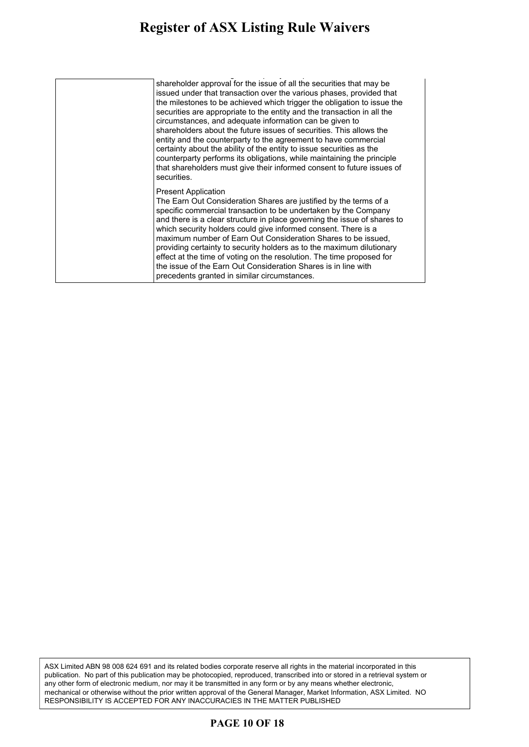| | |
|---|---|
| | shareholder approval for the issue of all the securities that may be issued under that transaction over the various phases, provided that the milestones to be achieved which trigger the obligation to issue the securities are appropriate to the entity and the transaction in all the circumstances, and adequate information can be given to shareholders about the future issues of securities. This allows the entity and the counterparty to the agreement to have commercial certainty about the ability of the entity to issue securities as the counterparty performs its obligations, while maintaining the principle that shareholders must give their informed consent to future issues of securities.<br><br>Present Application<br>The Earn Out Consideration Shares are justified by the terms of a specific commercial transaction to be undertaken by the Company and there is a clear structure in place governing the issue of shares to which security holders could give informed consent. There is a maximum number of Earn Out Consideration Shares to be issued, providing certainty to security holders as to the maximum dilutionary effect at the time of voting on the resolution. The time proposed for the issue of the Earn Out Consideration Shares is in line with precedents granted in similar circumstances. |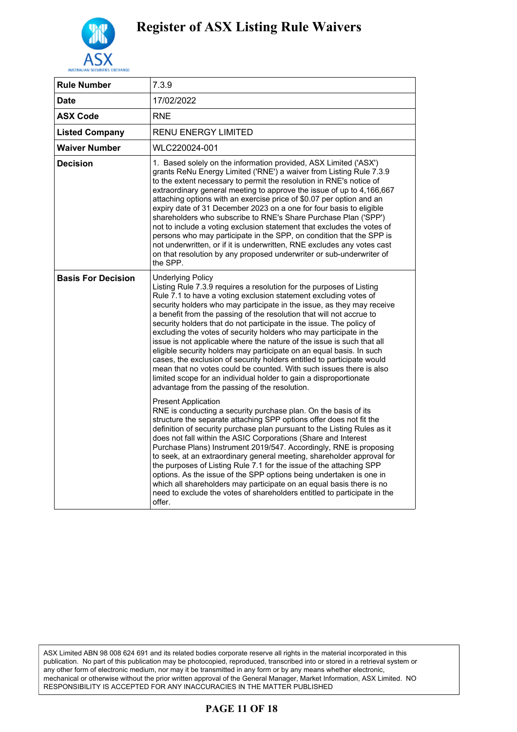# Register of ASX Listing Rule Waivers

| Rule Number | 7.3.9 |
|---|---|
| Date | 17/02/2022 |
| ASX Code | RNE |
| Listed Company | RENU ENERGY LIMITED |
| Waiver Number | WLC220024-001 |
| Decision | 1. Based solely on the information provided, ASX Limited ('ASX') grants ReNu Energy Limited ('RNE') a waiver from Listing Rule 7.3.9 to the extent necessary to permit the resolution in RNE's notice of extraordinary general meeting to approve the issue of up to 4,166,667 attaching options with an exercise price of $0.07 per option and an expiry date of 31 December 2023 on a one for four basis to eligible shareholders who subscribe to RNE's Share Purchase Plan ('SPP') not to include a voting exclusion statement that excludes the votes of persons who may participate in the SPP, on condition that the SPP is not underwritten, or if it is underwritten, RNE excludes any votes cast on that resolution by any proposed underwriter or sub-underwriter of the SPP. |
| Basis For Decision | Underlying Policy<br>Listing Rule 7.3.9 requires a resolution for the purposes of Listing Rule 7.1 to have a voting exclusion statement excluding votes of security holders who may participate in the issue, as they may receive a benefit from the passing of the resolution that will not accrue to security holders that do not participate in the issue. The policy of excluding the votes of security holders who may participate in the issue is not applicable where the nature of the issue is such that all eligible security holders may participate on an equal basis. In such cases, the exclusion of security holders entitled to participate would mean that no votes could be counted. With such issues there is also limited scope for an individual holder to gain a disproportionate advantage from the passing of the resolution.<br><br>Present Application<br>RNE is conducting a security purchase plan. On the basis of its structure the separate attaching SPP options offer does not fit the definition of security purchase plan pursuant to the Listing Rules as it does not fall within the ASIC Corporations (Share and Interest Purchase Plans) Instrument 2019/547. Accordingly, RNE is proposing to seek, at an extraordinary general meeting, shareholder approval for the purposes of Listing Rule 7.1 for the issue of the attaching SPP options. As the issue of the SPP options being undertaken is one in which all shareholders may participate on an equal basis there is no need to exclude the votes of shareholders entitled to participate in the offer. |

ASX Limited ABN 98 008 624 691 and its related bodies corporate reserve all rights in the material incorporated in this publication. No part of this publication may be photocopied, reproduced, transcribed into or stored in a retrieval system or any other form of electronic medium, nor may it be transmitted in any form or by any means whether electronic, mechanical or otherwise without the prior written approval of the General Manager, Market Information, ASX Limited. NO RESPONSIBILITY IS ACCEPTED FOR ANY INACCURACIES IN THE MATTER PUBLISHED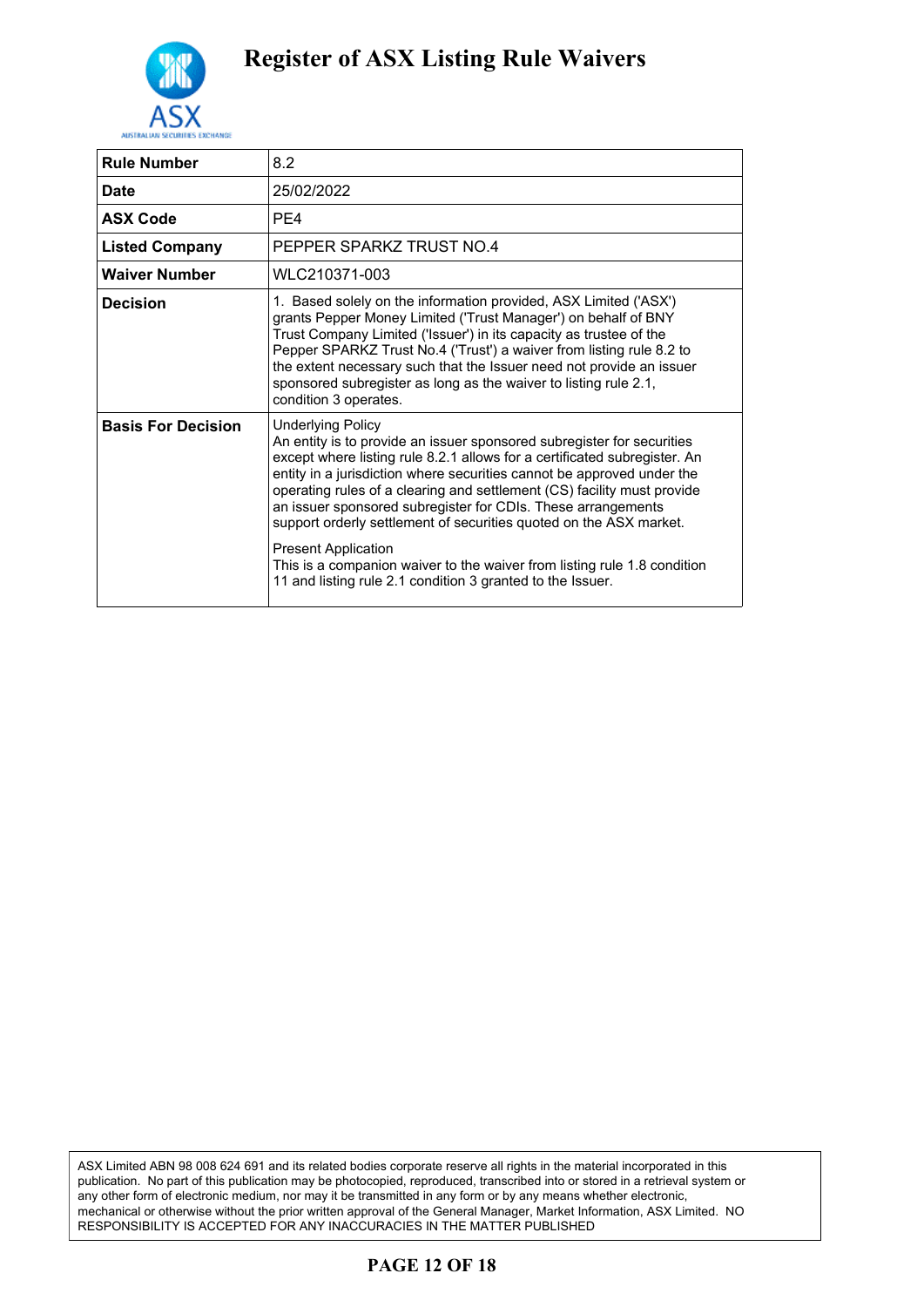# Register of ASX Listing Rule Waivers

| Rule Number | 8.2 |
|---|---|
| Date | 25/02/2022 |
| ASX Code | PE4 |
| Listed Company | PEPPER SPARKZ TRUST NO.4 |
| Waiver Number | WLC210371-003 |
| Decision | 1. Based solely on the information provided, ASX Limited ('ASX') grants Pepper Money Limited ('Trust Manager') on behalf of BNY Trust Company Limited ('Issuer') in its capacity as trustee of the Pepper SPARKZ Trust No.4 ('Trust') a waiver from listing rule 8.2 to the extent necessary such that the Issuer need not provide an issuer sponsored subregister as long as the waiver to listing rule 2.1, condition 3 operates. |
| Basis For Decision | Underlying Policy<br>An entity is to provide an issuer sponsored subregister for securities except where listing rule 8.2.1 allows for a certificated subregister. An entity in a jurisdiction where securities cannot be approved under the operating rules of a clearing and settlement (CS) facility must provide an issuer sponsored subregister for CDIs. These arrangements support orderly settlement of securities quoted on the ASX market.<br><br>Present Application<br>This is a companion waiver to the waiver from listing rule 1.8 condition 11 and listing rule 2.1 condition 3 granted to the Issuer. |

ASX Limited ABN 98 008 624 691 and its related bodies corporate reserve all rights in the material incorporated in this publication. No part of this publication may be photocopied, reproduced, transcribed into or stored in a retrieval system or any other form of electronic medium, nor may it be transmitted in any form or by any means whether electronic, mechanical or otherwise without the prior written approval of the General Manager, Market Information, ASX Limited. NO RESPONSIBILITY IS ACCEPTED FOR ANY INACCURACIES IN THE MATTER PUBLISHED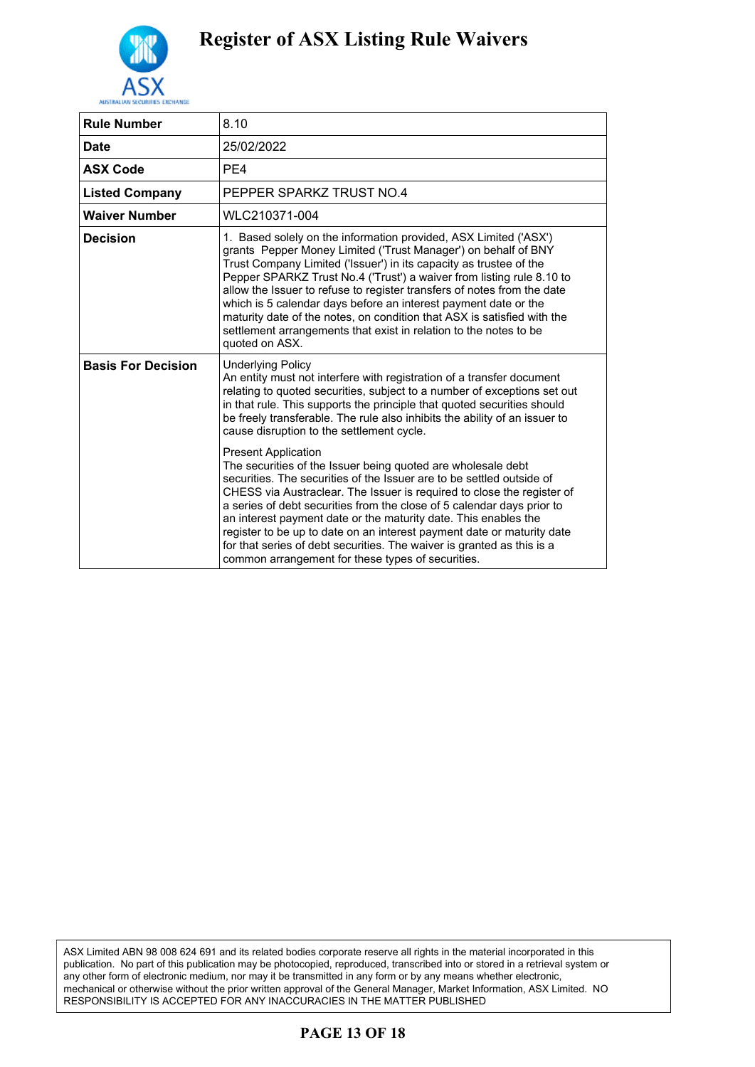# Register of ASX Listing Rule Waivers

| | |
|---|---|
| **Rule Number** | 8.10 |
| **Date** | 25/02/2022 |
| **ASX Code** | PE4 |
| **Listed Company** | PEPPER SPARKZ TRUST NO.4 |
| **Waiver Number** | WLC210371-004 |
| **Decision** | 1. Based solely on the information provided, ASX Limited ('ASX') grants Pepper Money Limited ('Trust Manager') on behalf of BNY Trust Company Limited ('Issuer') in its capacity as trustee of the Pepper SPARKZ Trust No.4 ('Trust') a waiver from listing rule 8.10 to allow the Issuer to refuse to register transfers of notes from the date which is 5 calendar days before an interest payment date or the maturity date of the notes, on condition that ASX is satisfied with the settlement arrangements that exist in relation to the notes to be quoted on ASX. |
| **Basis For Decision** | Underlying Policy<br>An entity must not interfere with registration of a transfer document relating to quoted securities, subject to a number of exceptions set out in that rule. This supports the principle that quoted securities should be freely transferable. The rule also inhibits the ability of an issuer to cause disruption to the settlement cycle.<br><br>Present Application<br>The securities of the Issuer being quoted are wholesale debt securities. The securities of the Issuer are to be settled outside of CHESS via Austraclear. The Issuer is required to close the register of a series of debt securities from the close of 5 calendar days prior to an interest payment date or the maturity date. This enables the register to be up to date on an interest payment date or maturity date for that series of debt securities. The waiver is granted as this is a common arrangement for these types of securities. |

ASX Limited ABN 98 008 624 691 and its related bodies corporate reserve all rights in the material incorporated in this publication. No part of this publication may be photocopied, reproduced, transcribed into or stored in a retrieval system or any other form of electronic medium, nor may it be transmitted in any form or by any means whether electronic, mechanical or otherwise without the prior written approval of the General Manager, Market Information, ASX Limited. NO RESPONSIBILITY IS ACCEPTED FOR ANY INACCURACIES IN THE MATTER PUBLISHED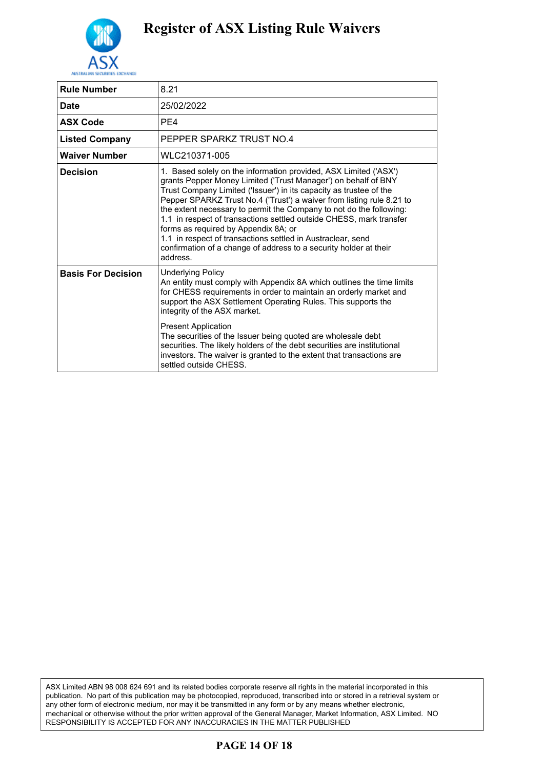# Register of ASX Listing Rule Waivers

| Rule Number | 8.21 |
|---|---|
| Date | 25/02/2022 |
| ASX Code | PE4 |
| Listed Company | PEPPER SPARKZ TRUST NO.4 |
| Waiver Number | WLC210371-005 |
| Decision | 1. Based solely on the information provided, ASX Limited ('ASX') grants Pepper Money Limited ('Trust Manager') on behalf of BNY Trust Company Limited ('Issuer') in its capacity as trustee of the Pepper SPARKZ Trust No.4 ('Trust') a waiver from listing rule 8.21 to the extent necessary to permit the Company to not do the following:<br>1.1 in respect of transactions settled outside CHESS, mark transfer forms as required by Appendix 8A; or<br>1.1 in respect of transactions settled in Austraclear, send confirmation of a change of address to a security holder at their address. |
| Basis For Decision | Underlying Policy<br>An entity must comply with Appendix 8A which outlines the time limits for CHESS requirements in order to maintain an orderly market and support the ASX Settlement Operating Rules. This supports the integrity of the ASX market.<br><br>Present Application<br>The securities of the Issuer being quoted are wholesale debt securities. The likely holders of the debt securities are institutional investors. The waiver is granted to the extent that transactions are settled outside CHESS. |

ASX Limited ABN 98 008 624 691 and its related bodies corporate reserve all rights in the material incorporated in this publication. No part of this publication may be photocopied, reproduced, transcribed into or stored in a retrieval system or any other form of electronic medium, nor may it be transmitted in any form or by any means whether electronic, mechanical or otherwise without the prior written approval of the General Manager, Market Information, ASX Limited. NO RESPONSIBILITY IS ACCEPTED FOR ANY INACCURACIES IN THE MATTER PUBLISHED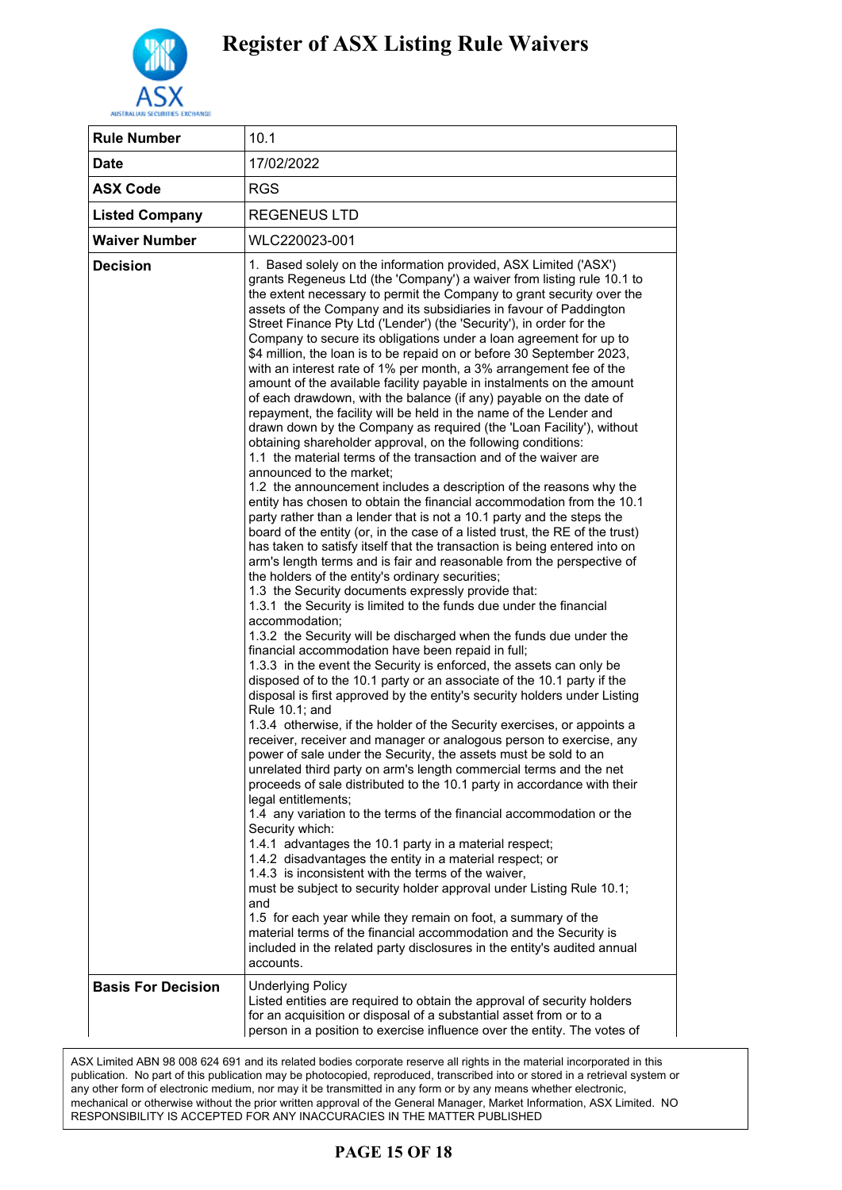# Register of ASX Listing Rule Waivers

| **Rule Number** | 10.1 |
|---|---|
| **Date** | 17/02/2022 |
| **ASX Code** | RGS |
| **Listed Company** | REGENEUS LTD |
| **Waiver Number** | WLC220023-001 |
| **Decision** | 1. Based solely on the information provided, ASX Limited ('ASX') grants Regeneus Ltd (the 'Company') a waiver from listing rule 10.1 to the extent necessary to permit the Company to grant security over the assets of the Company and its subsidiaries in favour of Paddington Street Finance Pty Ltd ('Lender') (the 'Security'), in order for the Company to secure its obligations under a loan agreement for up to \$4 million, the loan is to be repaid on or before 30 September 2023, with an interest rate of 1% per month, a 3% arrangement fee of the amount of the available facility payable in instalments on the amount of each drawdown, with the balance (if any) payable on the date of repayment, the facility will be held in the name of the Lender and drawn down by the Company as required (the 'Loan Facility'), without obtaining shareholder approval, on the following conditions:<br>1.1 the material terms of the transaction and of the waiver are announced to the market;<br>1.2 the announcement includes a description of the reasons why the entity has chosen to obtain the financial accommodation from the 10.1 party rather than a lender that is not a 10.1 party and the steps the board of the entity (or, in the case of a listed trust, the RE of the trust) has taken to satisfy itself that the transaction is being entered into on arm's length terms and is fair and reasonable from the perspective of the holders of the entity's ordinary securities;<br>1.3 the Security documents expressly provide that:<br>1.3.1 the Security is limited to the funds due under the financial accommodation;<br>1.3.2 the Security will be discharged when the funds due under the financial accommodation have been repaid in full;<br>1.3.3 in the event the Security is enforced, the assets can only be disposed of to the 10.1 party or an associate of the 10.1 party if the disposal is first approved by the entity's security holders under Listing Rule 10.1; and<br>1.3.4 otherwise, if the holder of the Security exercises, or appoints a receiver, receiver and manager or analogous person to exercise, any power of sale under the Security, the assets must be sold to an unrelated third party on arm's length commercial terms and the net proceeds of sale distributed to the 10.1 party in accordance with their legal entitlements;<br>1.4 any variation to the terms of the financial accommodation or the Security which:<br>1.4.1 advantages the 10.1 party in a material respect;<br>1.4.2 disadvantages the entity in a material respect; or<br>1.4.3 is inconsistent with the terms of the waiver,<br>must be subject to security holder approval under Listing Rule 10.1; and<br>1.5 for each year while they remain on foot, a summary of the material terms of the financial accommodation and the Security is included in the related party disclosures in the entity's audited annual accounts. |
| **Basis For Decision** | Underlying Policy<br>Listed entities are required to obtain the approval of security holders for an acquisition or disposal of a substantial asset from or to a person in a position to exercise influence over the entity. The votes of |

ASX Limited ABN 98 008 624 691 and its related bodies corporate reserve all rights in the material incorporated in this publication. No part of this publication may be photocopied, reproduced, transcribed into or stored in a retrieval system or any other form of electronic medium, nor may it be transmitted in any form or by any means whether electronic, mechanical or otherwise without the prior written approval of the General Manager, Market Information, ASX Limited. NO RESPONSIBILITY IS ACCEPTED FOR ANY INACCURACIES IN THE MATTER PUBLISHED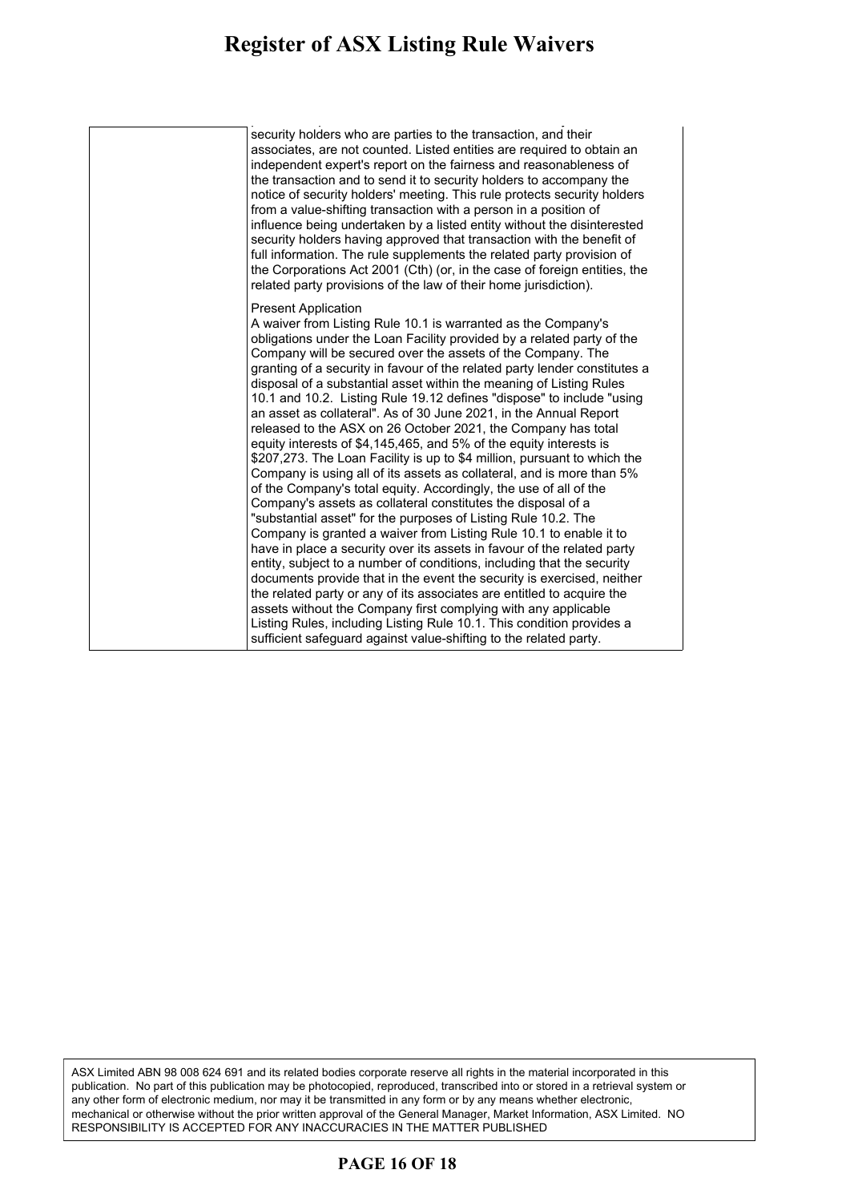| | security holders who are parties to the transaction, and their associates, are not counted. Listed entities are required to obtain an independent expert's report on the fairness and reasonableness of the transaction and to send it to security holders to accompany the notice of security holders' meeting. This rule protects security holders from a value-shifting transaction with a person in a position of influence being undertaken by a listed entity without the disinterested security holders having approved that transaction with the benefit of full information. The rule supplements the related party provision of the Corporations Act 2001 (Cth) (or, in the case of foreign entities, the related party provisions of the law of their home jurisdiction).<br><br>Present Application<br>A waiver from Listing Rule 10.1 is warranted as the Company's obligations under the Loan Facility provided by a related party of the Company will be secured over the assets of the Company. The granting of a security in favour of the related party lender constitutes a disposal of a substantial asset within the meaning of Listing Rules 10.1 and 10.2. Listing Rule 19.12 defines "dispose" to include "using an asset as collateral". As of 30 June 2021, in the Annual Report released to the ASX on 26 October 2021, the Company has total equity interests of $4,145,465, and 5% of the equity interests is $207,273. The Loan Facility is up to $4 million, pursuant to which the Company is using all of its assets as collateral, and is more than 5% of the Company's total equity. Accordingly, the use of all of the Company's assets as collateral constitutes the disposal of a "substantial asset" for the purposes of Listing Rule 10.2. The Company is granted a waiver from Listing Rule 10.1 to enable it to have in place a security over its assets in favour of the related party entity, subject to a number of conditions, including that the security documents provide that in the event the security is exercised, neither the related party or any of its associates are entitled to acquire the assets without the Company first complying with any applicable Listing Rules, including Listing Rule 10.1. This condition provides a sufficient safeguard against value-shifting to the related party. |
|---|---|

ASX Limited ABN 98 008 624 691 and its related bodies corporate reserve all rights in the material incorporated in this publication. No part of this publication may be photocopied, reproduced, transcribed into or stored in a retrieval system or any other form of electronic medium, nor may it be transmitted in any form or by any means whether electronic, mechanical or otherwise without the prior written approval of the General Manager, Market Information, ASX Limited. NO RESPONSIBILITY IS ACCEPTED FOR ANY INACCURACIES IN THE MATTER PUBLISHED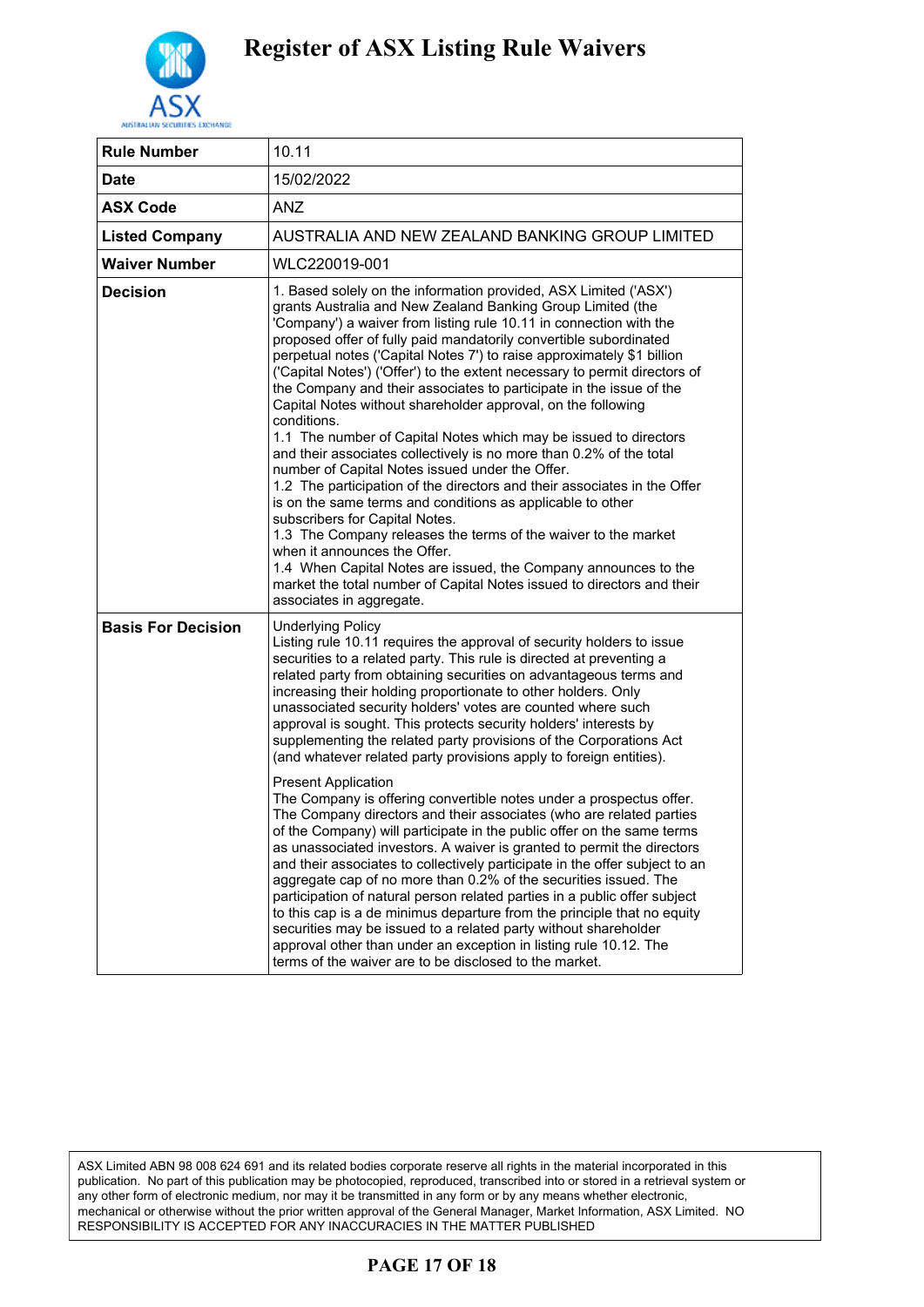| Rule Number | 10.11 |
|---|---|
| Date | 15/02/2022 |
| ASX Code | ANZ |
| Listed Company | AUSTRALIA AND NEW ZEALAND BANKING GROUP LIMITED |
| Waiver Number | WLC220019-001 |
| Decision | 1. Based solely on the information provided, ASX Limited ('ASX') grants Australia and New Zealand Banking Group Limited (the 'Company') a waiver from listing rule 10.11 in connection with the proposed offer of fully paid mandatorily convertible subordinated perpetual notes ('Capital Notes 7') to raise approximately $1 billion ('Capital Notes') ('Offer') to the extent necessary to permit directors of the Company and their associates to participate in the issue of the Capital Notes without shareholder approval, on the following conditions.<br>1.1 The number of Capital Notes which may be issued to directors and their associates collectively is no more than 0.2% of the total number of Capital Notes issued under the Offer.<br>1.2 The participation of the directors and their associates in the Offer is on the same terms and conditions as applicable to other subscribers for Capital Notes.<br>1.3 The Company releases the terms of the waiver to the market when it announces the Offer.<br>1.4 When Capital Notes are issued, the Company announces to the market the total number of Capital Notes issued to directors and their associates in aggregate. |
| Basis For Decision | Underlying Policy<br>Listing rule 10.11 requires the approval of security holders to issue securities to a related party. This rule is directed at preventing a related party from obtaining securities on advantageous terms and increasing their holding proportionate to other holders. Only unassociated security holders' votes are counted where such approval is sought. This protects security holders' interests by supplementing the related party provisions of the Corporations Act (and whatever related party provisions apply to foreign entities).<br><br>Present Application<br>The Company is offering convertible notes under a prospectus offer. The Company directors and their associates (who are related parties of the Company) will participate in the public offer on the same terms as unassociated investors. A waiver is granted to permit the directors and their associates to collectively participate in the offer subject to an aggregate cap of no more than 0.2% of the securities issued. The participation of natural person related parties in a public offer subject to this cap is a de minimus departure from the principle that no equity securities may be issued to a related party without shareholder approval other than under an exception in listing rule 10.12. The terms of the waiver are to be disclosed to the market. |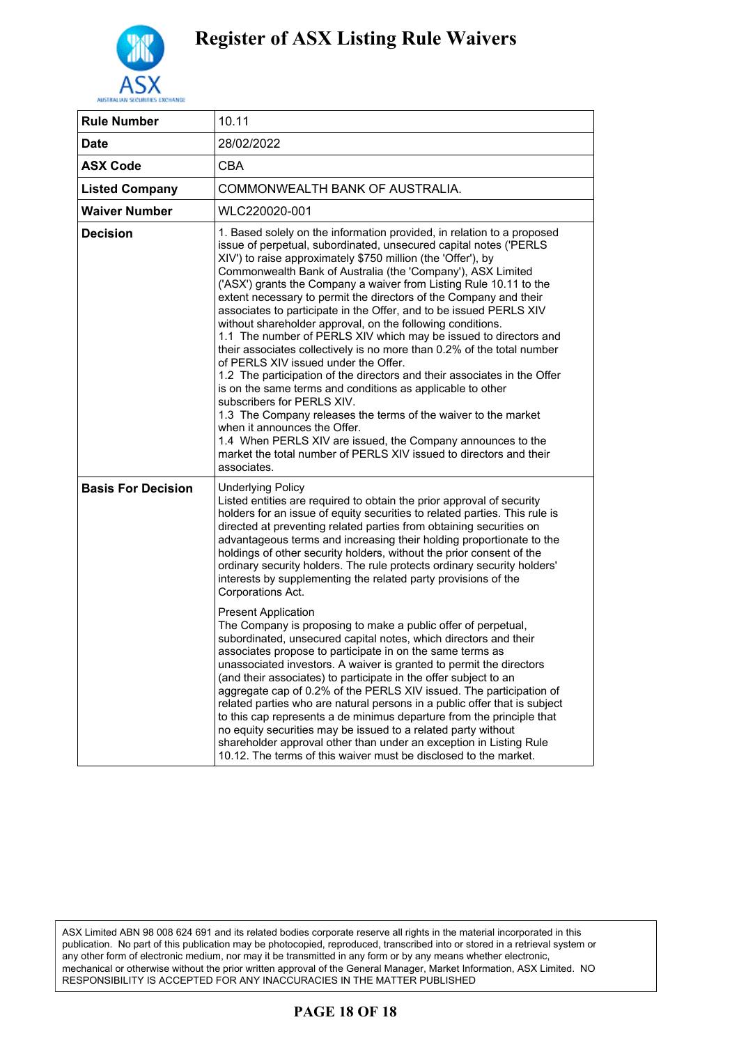# Register of ASX Listing Rule Waivers

| | |
|---|---|
| **Rule Number** | 10.11 |
| **Date** | 28/02/2022 |
| **ASX Code** | CBA |
| **Listed Company** | COMMONWEALTH BANK OF AUSTRALIA. |
| **Waiver Number** | WLC220020-001 |
| **Decision** | 1. Based solely on the information provided, in relation to a proposed issue of perpetual, subordinated, unsecured capital notes ('PERLS XIV') to raise approximately $750 million (the 'Offer'), by Commonwealth Bank of Australia (the 'Company'), ASX Limited ('ASX') grants the Company a waiver from Listing Rule 10.11 to the extent necessary to permit the directors of the Company and their associates to participate in the Offer, and to be issued PERLS XIV without shareholder approval, on the following conditions.<br>1.1 The number of PERLS XIV which may be issued to directors and their associates collectively is no more than 0.2% of the total number of PERLS XIV issued under the Offer.<br>1.2 The participation of the directors and their associates in the Offer is on the same terms and conditions as applicable to other subscribers for PERLS XIV.<br>1.3 The Company releases the terms of the waiver to the market when it announces the Offer.<br>1.4 When PERLS XIV are issued, the Company announces to the market the total number of PERLS XIV issued to directors and their associates. |
| **Basis For Decision** | Underlying Policy<br>Listed entities are required to obtain the prior approval of security holders for an issue of equity securities to related parties. This rule is directed at preventing related parties from obtaining securities on advantageous terms and increasing their holding proportionate to the holdings of other security holders, without the prior consent of the ordinary security holders. The rule protects ordinary security holders' interests by supplementing the related party provisions of the Corporations Act.<br><br>Present Application<br>The Company is proposing to make a public offer of perpetual, subordinated, unsecured capital notes, which directors and their associates propose to participate in on the same terms as unassociated investors. A waiver is granted to permit the directors (and their associates) to participate in the offer subject to an aggregate cap of 0.2% of the PERLS XIV issued. The participation of related parties who are natural persons in a public offer that is subject to this cap represents a de minimus departure from the principle that no equity securities may be issued to a related party without shareholder approval other than under an exception in Listing Rule 10.12. The terms of this waiver must be disclosed to the market. |

ASX Limited ABN 98 008 624 691 and its related bodies corporate reserve all rights in the material incorporated in this publication. No part of this publication may be photocopied, reproduced, transcribed into or stored in a retrieval system or any other form of electronic medium, nor may it be transmitted in any form or by any means whether electronic, mechanical or otherwise without the prior written approval of the General Manager, Market Information, ASX Limited. NO RESPONSIBILITY IS ACCEPTED FOR ANY INACCURACIES IN THE MATTER PUBLISHED